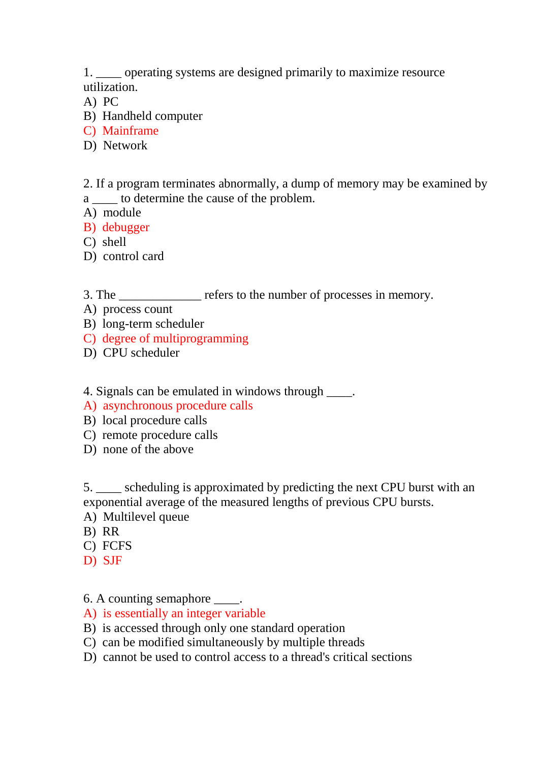1. ____ operating systems are designed primarily to maximize resource utilization.

A) PC
B) Handheld computer
C) Mainframe
D) Network

2. If a program terminates abnormally, a dump of memory may be examined by a ____ to determine the cause of the problem.

A) module
B) debugger
C) shell
D) control card

3. The _____________ refers to the number of processes in memory.

A) process count
B) long-term scheduler
C) degree of multiprogramming
D) CPU scheduler

4. Signals can be emulated in windows through ____.

A) asynchronous procedure calls
B) local procedure calls
C) remote procedure calls
D) none of the above

5. ____ scheduling is approximated by predicting the next CPU burst with an exponential average of the measured lengths of previous CPU bursts.

A) Multilevel queue
B) RR
C) FCFS
D) SJF

6. A counting semaphore ____.

A) is essentially an integer variable
B) is accessed through only one standard operation
C) can be modified simultaneously by multiple threads
D) cannot be used to control access to a thread's critical sections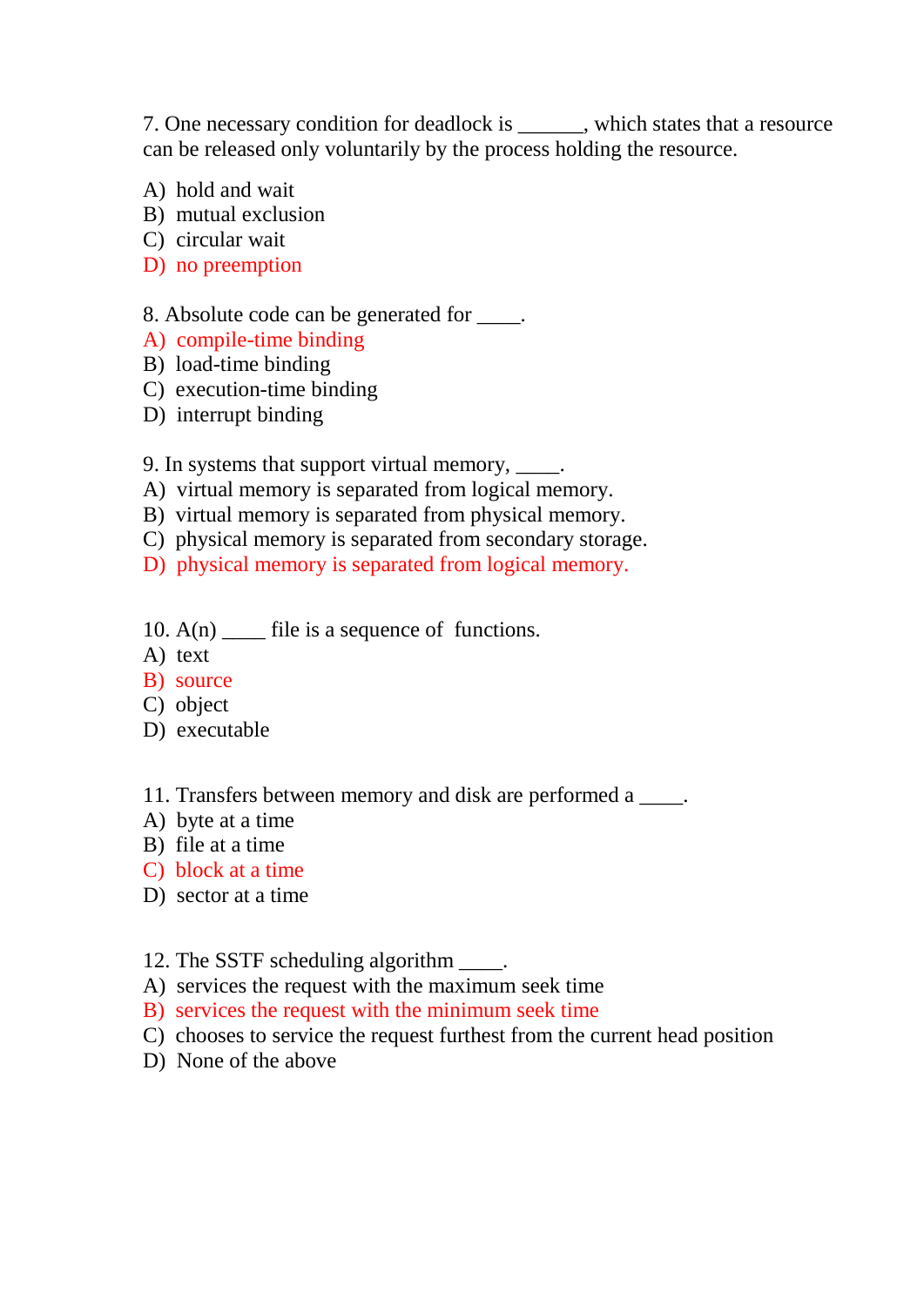7. One necessary condition for deadlock is ______, which states that a resource can be released only voluntarily by the process holding the resource.

A) hold and wait  
B) mutual exclusion  
C) circular wait  
D) no preemption

8. Absolute code can be generated for ____.

A) compile-time binding  
B) load-time binding  
C) execution-time binding  
D) interrupt binding

9. In systems that support virtual memory, ____.

A) virtual memory is separated from logical memory.  
B) virtual memory is separated from physical memory.  
C) physical memory is separated from secondary storage.  
D) physical memory is separated from logical memory.

10. A(n) ____ file is a sequence of functions.

A) text  
B) source  
C) object  
D) executable

11. Transfers between memory and disk are performed a ____.

A) byte at a time  
B) file at a time  
C) block at a time  
D) sector at a time

12. The SSTF scheduling algorithm ____.

A) services the request with the maximum seek time  
B) services the request with the minimum seek time  
C) chooses to service the request furthest from the current head position  
D) None of the above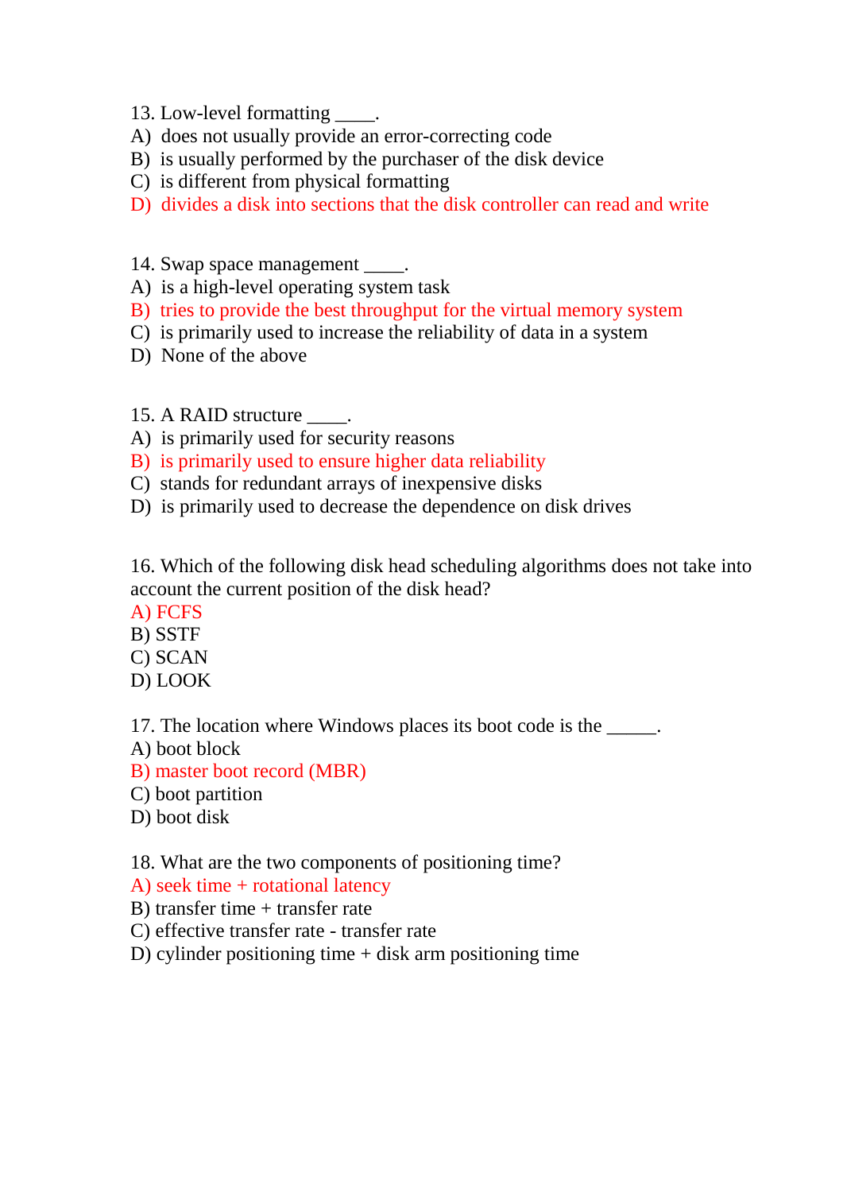13. Low-level formatting ____.
A) does not usually provide an error-correcting code
B) is usually performed by the purchaser of the disk device
C) is different from physical formatting
D) divides a disk into sections that the disk controller can read and write

14. Swap space management ____.
A) is a high-level operating system task
B) tries to provide the best throughput for the virtual memory system
C) is primarily used to increase the reliability of data in a system
D) None of the above

15. A RAID structure ____.
A) is primarily used for security reasons
B) is primarily used to ensure higher data reliability
C) stands for redundant arrays of inexpensive disks
D) is primarily used to decrease the dependence on disk drives

16. Which of the following disk head scheduling algorithms does not take into account the current position of the disk head?
A) FCFS
B) SSTF
C) SCAN
D) LOOK

17. The location where Windows places its boot code is the _____.
A) boot block
B) master boot record (MBR)
C) boot partition
D) boot disk

18. What are the two components of positioning time?
A) seek time + rotational latency
B) transfer time + transfer rate
C) effective transfer rate - transfer rate
D) cylinder positioning time + disk arm positioning time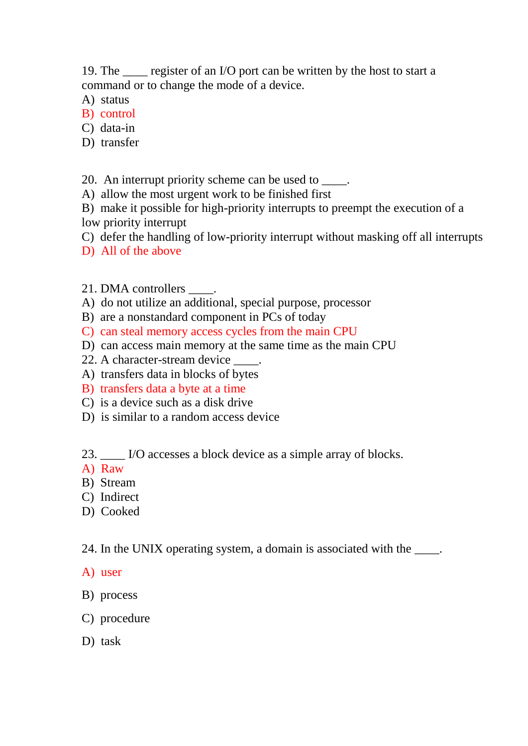19. The ____ register of an I/O port can be written by the host to start a command or to change the mode of a device.

A) status
B) control
C) data-in
D) transfer

20. An interrupt priority scheme can be used to ____.

A) allow the most urgent work to be finished first
B) make it possible for high-priority interrupts to preempt the execution of a low priority interrupt
C) defer the handling of low-priority interrupt without masking off all interrupts
D) All of the above

21. DMA controllers ____.

A) do not utilize an additional, special purpose, processor
B) are a nonstandard component in PCs of today
C) can steal memory access cycles from the main CPU
D) can access main memory at the same time as the main CPU

22. A character-stream device ____.

A) transfers data in blocks of bytes
B) transfers data a byte at a time
C) is a device such as a disk drive
D) is similar to a random access device

23. ____ I/O accesses a block device as a simple array of blocks.

A) Raw
B) Stream
C) Indirect
D) Cooked

24. In the UNIX operating system, a domain is associated with the ____.

A) user

B) process

C) procedure

D) task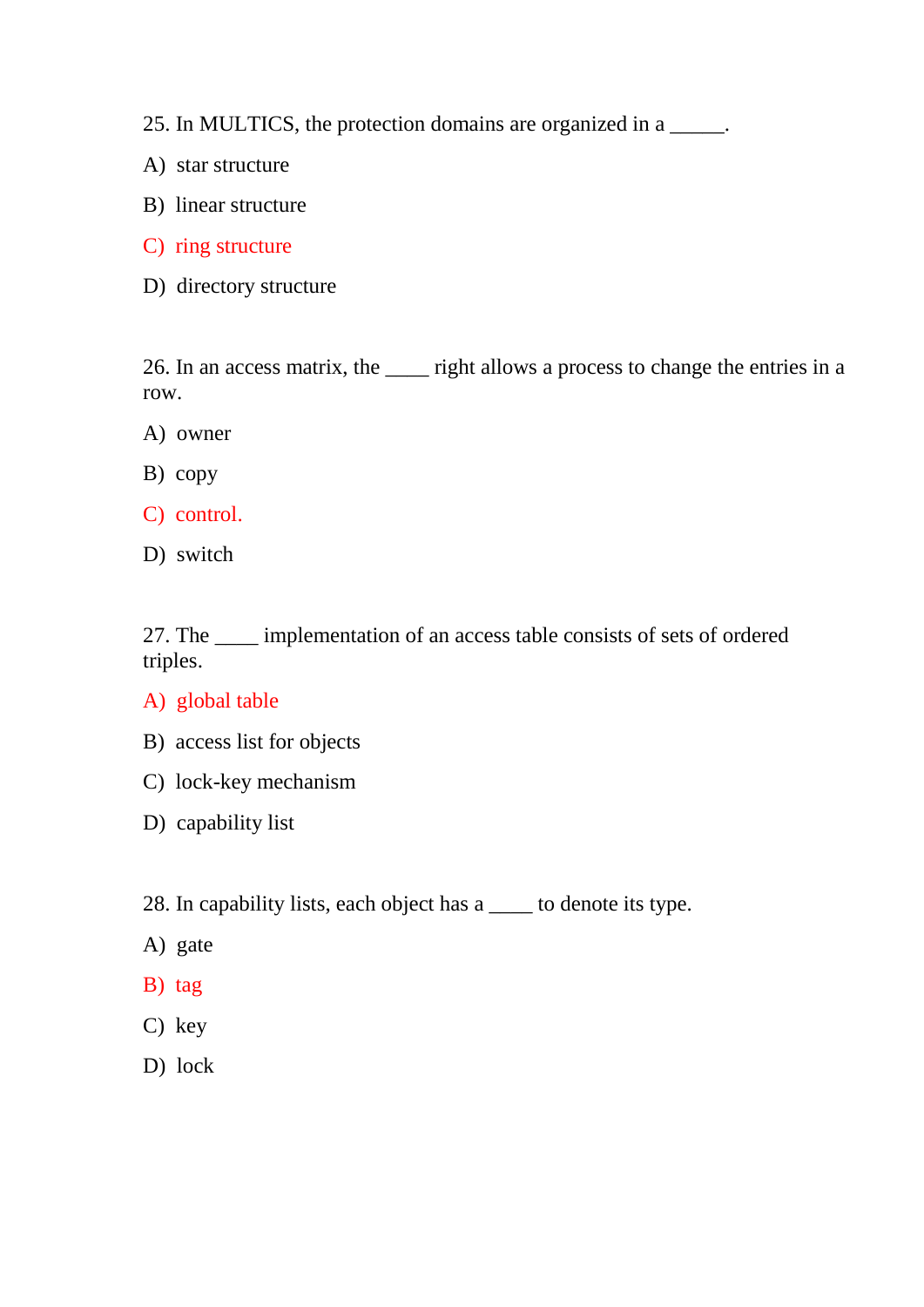25. In MULTICS, the protection domains are organized in a _____.

A) star structure

B) linear structure

C) ring structure

D) directory structure

26. In an access matrix, the ____ right allows a process to change the entries in a row.

A) owner

B) copy

C) control.

D) switch

27. The ____ implementation of an access table consists of sets of ordered triples.

A) global table

B) access list for objects

C) lock-key mechanism

D) capability list

28. In capability lists, each object has a ____ to denote its type.

A) gate

B) tag

C) key

D) lock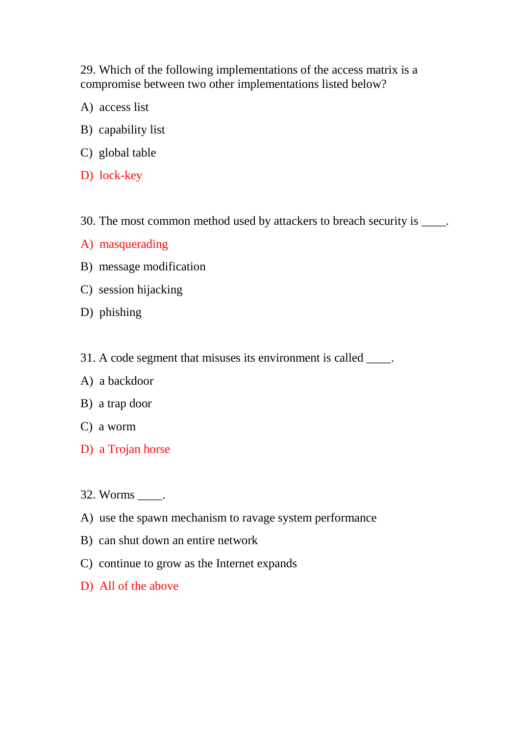29. Which of the following implementations of the access matrix is a compromise between two other implementations listed below?

A) access list

B) capability list

C) global table

D) lock-key

30. The most common method used by attackers to breach security is ____.

A) masquerading

B) message modification

C) session hijacking

D) phishing

31. A code segment that misuses its environment is called ____.

A) a backdoor

B) a trap door

C) a worm

D) a Trojan horse

32. Worms ____.

A) use the spawn mechanism to ravage system performance

B) can shut down an entire network

C) continue to grow as the Internet expands

D) All of the above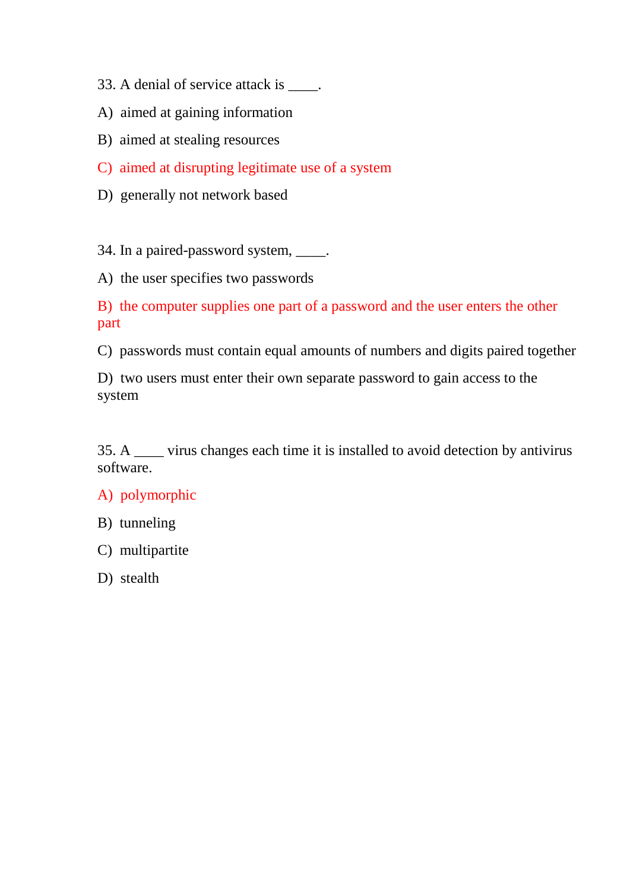33. A denial of service attack is ____.

A) aimed at gaining information

B) aimed at stealing resources

C) aimed at disrupting legitimate use of a system

D) generally not network based

34. In a paired-password system, ____.

A) the user specifies two passwords

B) the computer supplies one part of a password and the user enters the other part

C) passwords must contain equal amounts of numbers and digits paired together

D) two users must enter their own separate password to gain access to the system

35. A ____ virus changes each time it is installed to avoid detection by antivirus software.

A) polymorphic

B) tunneling

C) multipartite

D) stealth